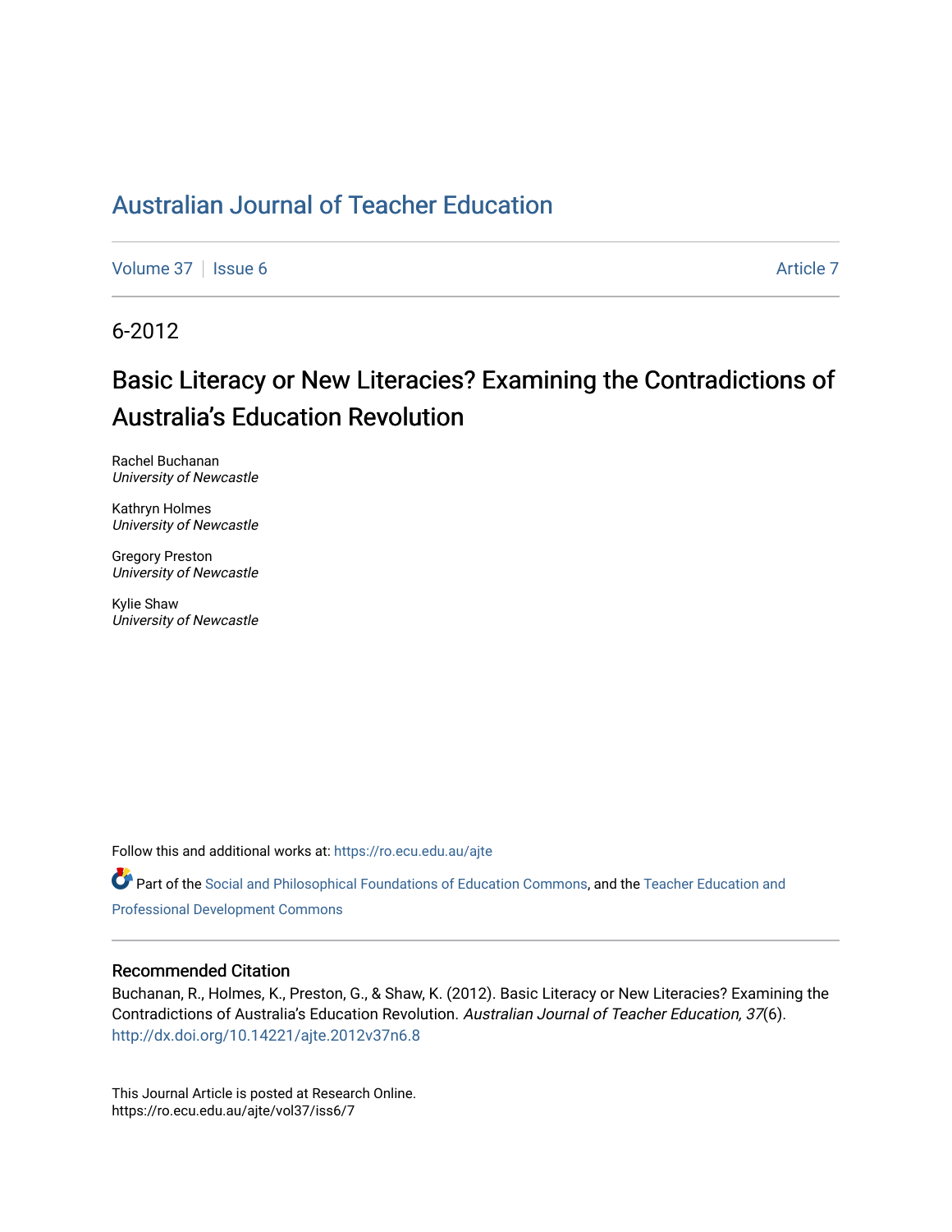# Australian Journal of Teacher Education

Volume 37 | Issue 6 Article 7

6-2012

## Basic Literacy or New Literacies? Examining the Contradictions of Australia's Education Revolution

Rachel Buchanan
*University of Newcastle*

Kathryn Holmes
*University of Newcastle*

Gregory Preston
*University of Newcastle*

Kylie Shaw
*University of Newcastle*

Follow this and additional works at: https://ro.ecu.edu.au/ajte

Part of the Social and Philosophical Foundations of Education Commons, and the Teacher Education and Professional Development Commons

### Recommended Citation

Buchanan, R., Holmes, K., Preston, G., & Shaw, K. (2012). Basic Literacy or New Literacies? Examining the Contradictions of Australia's Education Revolution. *Australian Journal of Teacher Education, 37*(6). http://dx.doi.org/10.14221/ajte.2012v37n6.8

This Journal Article is posted at Research Online.
https://ro.ecu.edu.au/ajte/vol37/iss6/7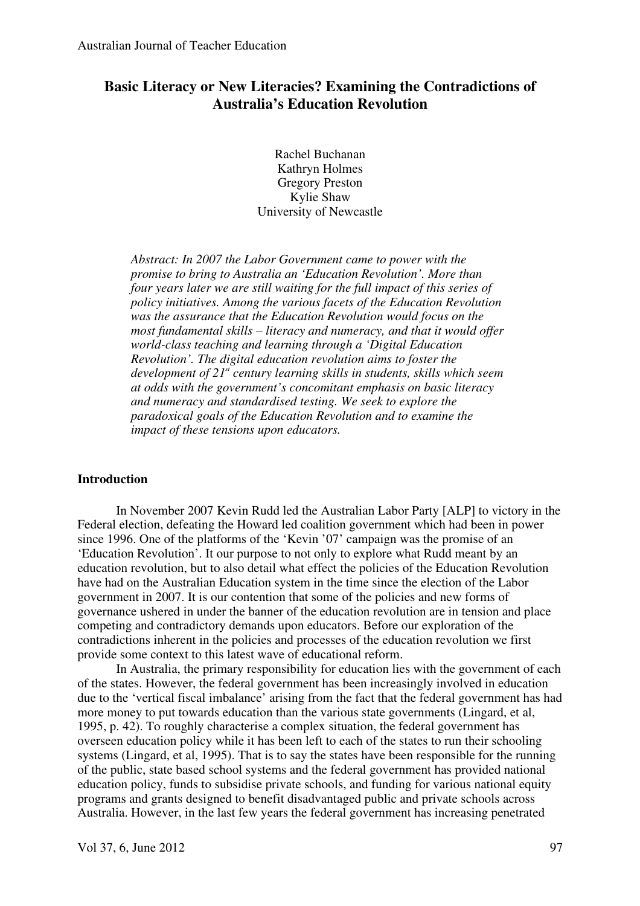# Basic Literacy or New Literacies? Examining the Contradictions of Australia's Education Revolution

Rachel Buchanan
Kathryn Holmes
Gregory Preston
Kylie Shaw
University of Newcastle

*Abstract: In 2007 the Labor Government came to power with the promise to bring to Australia an 'Education Revolution'. More than four years later we are still waiting for the full impact of this series of policy initiatives. Among the various facets of the Education Revolution was the assurance that the Education Revolution would focus on the most fundamental skills – literacy and numeracy, and that it would offer world-class teaching and learning through a 'Digital Education Revolution'. The digital education revolution aims to foster the development of 21st century learning skills in students, skills which seem at odds with the government's concomitant emphasis on basic literacy and numeracy and standardised testing. We seek to explore the paradoxical goals of the Education Revolution and to examine the impact of these tensions upon educators.*

## Introduction

In November 2007 Kevin Rudd led the Australian Labor Party [ALP] to victory in the Federal election, defeating the Howard led coalition government which had been in power since 1996. One of the platforms of the 'Kevin '07' campaign was the promise of an 'Education Revolution'. It our purpose to not only to explore what Rudd meant by an education revolution, but to also detail what effect the policies of the Education Revolution have had on the Australian Education system in the time since the election of the Labor government in 2007. It is our contention that some of the policies and new forms of governance ushered in under the banner of the education revolution are in tension and place competing and contradictory demands upon educators. Before our exploration of the contradictions inherent in the policies and processes of the education revolution we first provide some context to this latest wave of educational reform.

In Australia, the primary responsibility for education lies with the government of each of the states. However, the federal government has been increasingly involved in education due to the 'vertical fiscal imbalance' arising from the fact that the federal government has had more money to put towards education than the various state governments (Lingard, et al, 1995, p. 42). To roughly characterise a complex situation, the federal government has overseen education policy while it has been left to each of the states to run their schooling systems (Lingard, et al, 1995). That is to say the states have been responsible for the running of the public, state based school systems and the federal government has provided national education policy, funds to subsidise private schools, and funding for various national equity programs and grants designed to benefit disadvantaged public and private schools across Australia. However, in the last few years the federal government has increasing penetrated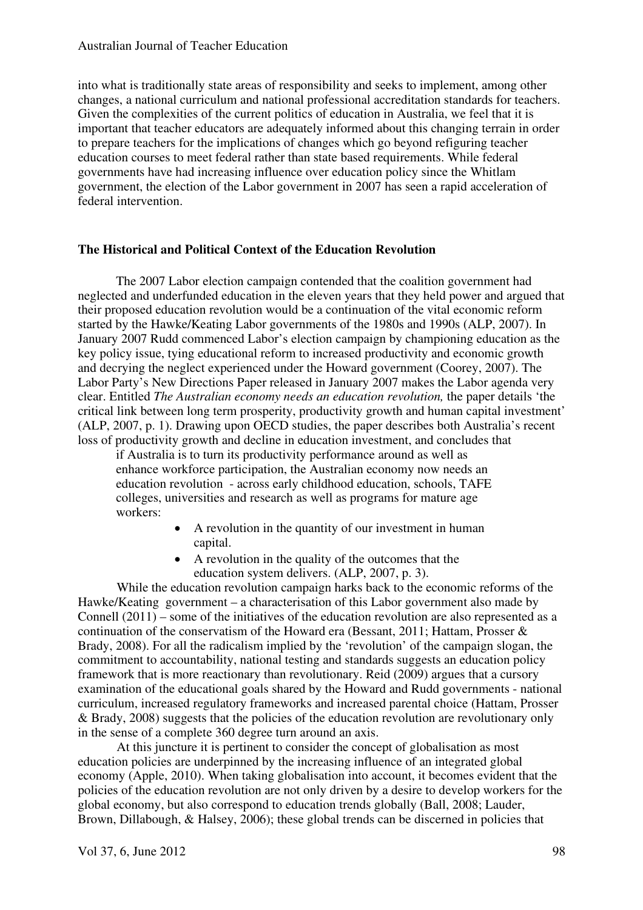into what is traditionally state areas of responsibility and seeks to implement, among other changes, a national curriculum and national professional accreditation standards for teachers. Given the complexities of the current politics of education in Australia, we feel that it is important that teacher educators are adequately informed about this changing terrain in order to prepare teachers for the implications of changes which go beyond refiguring teacher education courses to meet federal rather than state based requirements. While federal governments have had increasing influence over education policy since the Whitlam government, the election of the Labor government in 2007 has seen a rapid acceleration of federal intervention.

## The Historical and Political Context of the Education Revolution

The 2007 Labor election campaign contended that the coalition government had neglected and underfunded education in the eleven years that they held power and argued that their proposed education revolution would be a continuation of the vital economic reform started by the Hawke/Keating Labor governments of the 1980s and 1990s (ALP, 2007). In January 2007 Rudd commenced Labor's election campaign by championing education as the key policy issue, tying educational reform to increased productivity and economic growth and decrying the neglect experienced under the Howard government (Coorey, 2007). The Labor Party's New Directions Paper released in January 2007 makes the Labor agenda very clear. Entitled *The Australian economy needs an education revolution,* the paper details 'the critical link between long term prosperity, productivity growth and human capital investment' (ALP, 2007, p. 1). Drawing upon OECD studies, the paper describes both Australia's recent loss of productivity growth and decline in education investment, and concludes that

> if Australia is to turn its productivity performance around as well as enhance workforce participation, the Australian economy now needs an education revolution - across early childhood education, schools, TAFE colleges, universities and research as well as programs for mature age workers:
>
> - A revolution in the quantity of our investment in human capital.
> - A revolution in the quality of the outcomes that the education system delivers. (ALP, 2007, p. 3).

While the education revolution campaign harks back to the economic reforms of the Hawke/Keating government – a characterisation of this Labor government also made by Connell (2011) – some of the initiatives of the education revolution are also represented as a continuation of the conservatism of the Howard era (Bessant, 2011; Hattam, Prosser & Brady, 2008). For all the radicalism implied by the 'revolution' of the campaign slogan, the commitment to accountability, national testing and standards suggests an education policy framework that is more reactionary than revolutionary. Reid (2009) argues that a cursory examination of the educational goals shared by the Howard and Rudd governments - national curriculum, increased regulatory frameworks and increased parental choice (Hattam, Prosser & Brady, 2008) suggests that the policies of the education revolution are revolutionary only in the sense of a complete 360 degree turn around an axis.

At this juncture it is pertinent to consider the concept of globalisation as most education policies are underpinned by the increasing influence of an integrated global economy (Apple, 2010). When taking globalisation into account, it becomes evident that the policies of the education revolution are not only driven by a desire to develop workers for the global economy, but also correspond to education trends globally (Ball, 2008; Lauder, Brown, Dillabough, & Halsey, 2006); these global trends can be discerned in policies that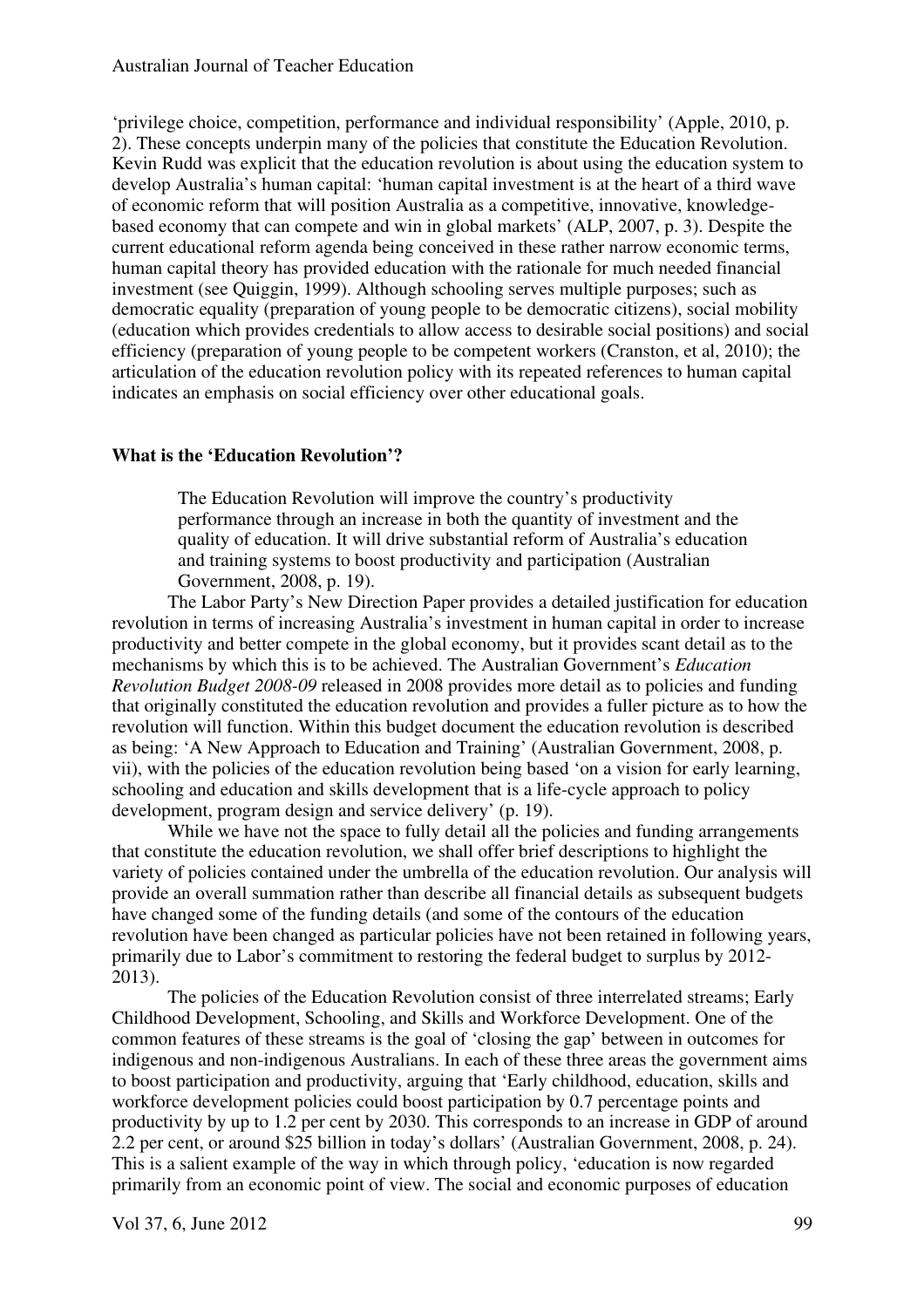'privilege choice, competition, performance and individual responsibility' (Apple, 2010, p. 2). These concepts underpin many of the policies that constitute the Education Revolution. Kevin Rudd was explicit that the education revolution is about using the education system to develop Australia's human capital: 'human capital investment is at the heart of a third wave of economic reform that will position Australia as a competitive, innovative, knowledge-based economy that can compete and win in global markets' (ALP, 2007, p. 3). Despite the current educational reform agenda being conceived in these rather narrow economic terms, human capital theory has provided education with the rationale for much needed financial investment (see Quiggin, 1999). Although schooling serves multiple purposes; such as democratic equality (preparation of young people to be democratic citizens), social mobility (education which provides credentials to allow access to desirable social positions) and social efficiency (preparation of young people to be competent workers (Cranston, et al, 2010); the articulation of the education revolution policy with its repeated references to human capital indicates an emphasis on social efficiency over other educational goals.

**What is the 'Education Revolution'?**

> The Education Revolution will improve the country's productivity performance through an increase in both the quantity of investment and the quality of education. It will drive substantial reform of Australia's education and training systems to boost productivity and participation (Australian Government, 2008, p. 19).

The Labor Party's New Direction Paper provides a detailed justification for education revolution in terms of increasing Australia's investment in human capital in order to increase productivity and better compete in the global economy, but it provides scant detail as to the mechanisms by which this is to be achieved. The Australian Government's *Education Revolution Budget 2008-09* released in 2008 provides more detail as to policies and funding that originally constituted the education revolution and provides a fuller picture as to how the revolution will function. Within this budget document the education revolution is described as being: 'A New Approach to Education and Training' (Australian Government, 2008, p. vii), with the policies of the education revolution being based 'on a vision for early learning, schooling and education and skills development that is a life-cycle approach to policy development, program design and service delivery' (p. 19).

While we have not the space to fully detail all the policies and funding arrangements that constitute the education revolution, we shall offer brief descriptions to highlight the variety of policies contained under the umbrella of the education revolution. Our analysis will provide an overall summation rather than describe all financial details as subsequent budgets have changed some of the funding details (and some of the contours of the education revolution have been changed as particular policies have not been retained in following years, primarily due to Labor's commitment to restoring the federal budget to surplus by 2012-2013).

The policies of the Education Revolution consist of three interrelated streams; Early Childhood Development, Schooling, and Skills and Workforce Development. One of the common features of these streams is the goal of 'closing the gap' between in outcomes for indigenous and non-indigenous Australians. In each of these three areas the government aims to boost participation and productivity, arguing that 'Early childhood, education, skills and workforce development policies could boost participation by 0.7 percentage points and productivity by up to 1.2 per cent by 2030. This corresponds to an increase in GDP of around 2.2 per cent, or around $25 billion in today's dollars' (Australian Government, 2008, p. 24). This is a salient example of the way in which through policy, 'education is now regarded primarily from an economic point of view. The social and economic purposes of education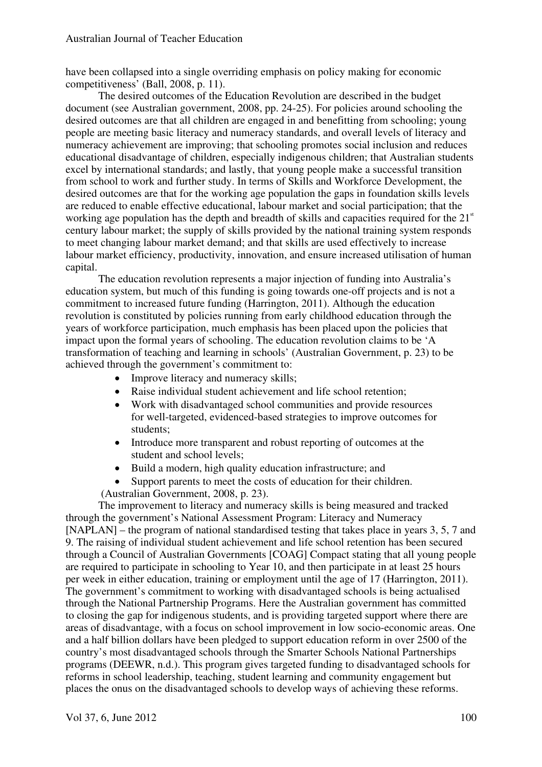have been collapsed into a single overriding emphasis on policy making for economic competitiveness' (Ball, 2008, p. 11).

The desired outcomes of the Education Revolution are described in the budget document (see Australian government, 2008, pp. 24-25). For policies around schooling the desired outcomes are that all children are engaged in and benefitting from schooling; young people are meeting basic literacy and numeracy standards, and overall levels of literacy and numeracy achievement are improving; that schooling promotes social inclusion and reduces educational disadvantage of children, especially indigenous children; that Australian students excel by international standards; and lastly, that young people make a successful transition from school to work and further study. In terms of Skills and Workforce Development, the desired outcomes are that for the working age population the gaps in foundation skills levels are reduced to enable effective educational, labour market and social participation; that the working age population has the depth and breadth of skills and capacities required for the 21st century labour market; the supply of skills provided by the national training system responds to meet changing labour market demand; and that skills are used effectively to increase labour market efficiency, productivity, innovation, and ensure increased utilisation of human capital.

The education revolution represents a major injection of funding into Australia's education system, but much of this funding is going towards one-off projects and is not a commitment to increased future funding (Harrington, 2011). Although the education revolution is constituted by policies running from early childhood education through the years of workforce participation, much emphasis has been placed upon the policies that impact upon the formal years of schooling. The education revolution claims to be 'A transformation of teaching and learning in schools' (Australian Government, p. 23) to be achieved through the government's commitment to:

- Improve literacy and numeracy skills;
- Raise individual student achievement and life school retention;
- Work with disadvantaged school communities and provide resources for well-targeted, evidenced-based strategies to improve outcomes for students;
- Introduce more transparent and robust reporting of outcomes at the student and school levels;
- Build a modern, high quality education infrastructure; and
- Support parents to meet the costs of education for their children.

(Australian Government, 2008, p. 23).

The improvement to literacy and numeracy skills is being measured and tracked through the government's National Assessment Program: Literacy and Numeracy [NAPLAN] – the program of national standardised testing that takes place in years 3, 5, 7 and 9. The raising of individual student achievement and life school retention has been secured through a Council of Australian Governments [COAG] Compact stating that all young people are required to participate in schooling to Year 10, and then participate in at least 25 hours per week in either education, training or employment until the age of 17 (Harrington, 2011). The government's commitment to working with disadvantaged schools is being actualised through the National Partnership Programs. Here the Australian government has committed to closing the gap for indigenous students, and is providing targeted support where there are areas of disadvantage, with a focus on school improvement in low socio-economic areas. One and a half billion dollars have been pledged to support education reform in over 2500 of the country's most disadvantaged schools through the Smarter Schools National Partnerships programs (DEEWR, n.d.). This program gives targeted funding to disadvantaged schools for reforms in school leadership, teaching, student learning and community engagement but places the onus on the disadvantaged schools to develop ways of achieving these reforms.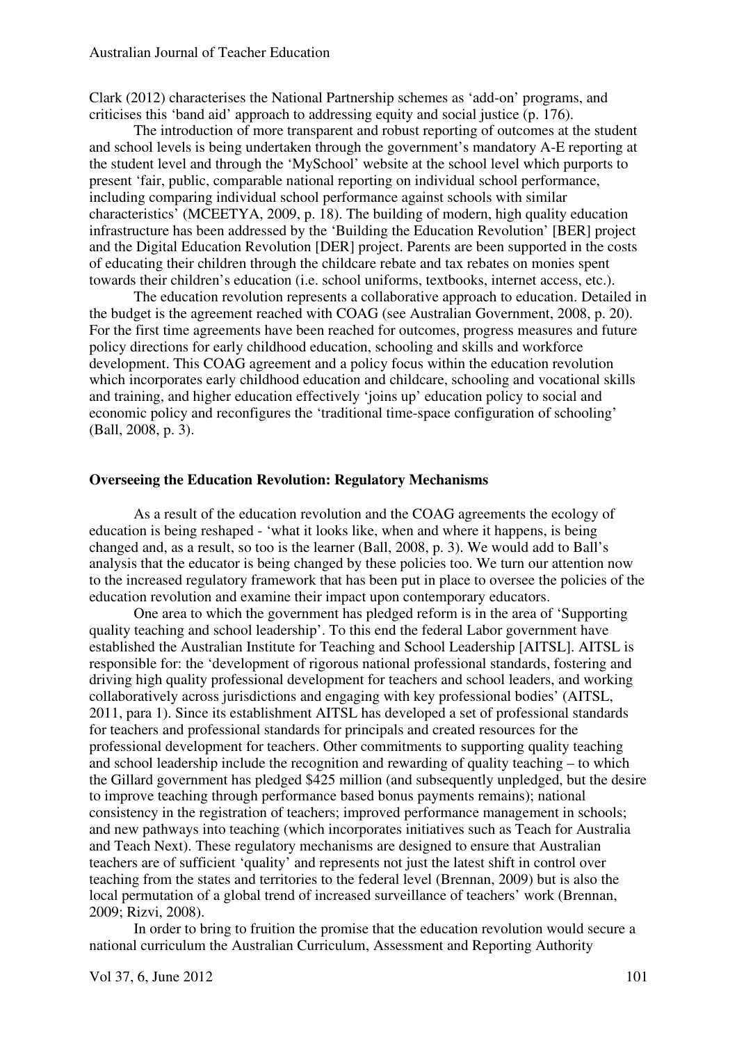Clark (2012) characterises the National Partnership schemes as 'add-on' programs, and criticises this 'band aid' approach to addressing equity and social justice (p. 176).

The introduction of more transparent and robust reporting of outcomes at the student and school levels is being undertaken through the government's mandatory A-E reporting at the student level and through the 'MySchool' website at the school level which purports to present 'fair, public, comparable national reporting on individual school performance, including comparing individual school performance against schools with similar characteristics' (MCEETYA, 2009, p. 18). The building of modern, high quality education infrastructure has been addressed by the 'Building the Education Revolution' [BER] project and the Digital Education Revolution [DER] project. Parents are been supported in the costs of educating their children through the childcare rebate and tax rebates on monies spent towards their children's education (i.e. school uniforms, textbooks, internet access, etc.).

The education revolution represents a collaborative approach to education. Detailed in the budget is the agreement reached with COAG (see Australian Government, 2008, p. 20). For the first time agreements have been reached for outcomes, progress measures and future policy directions for early childhood education, schooling and skills and workforce development. This COAG agreement and a policy focus within the education revolution which incorporates early childhood education and childcare, schooling and vocational skills and training, and higher education effectively 'joins up' education policy to social and economic policy and reconfigures the 'traditional time-space configuration of schooling' (Ball, 2008, p. 3).

## Overseeing the Education Revolution: Regulatory Mechanisms

As a result of the education revolution and the COAG agreements the ecology of education is being reshaped - 'what it looks like, when and where it happens, is being changed and, as a result, so too is the learner (Ball, 2008, p. 3). We would add to Ball's analysis that the educator is being changed by these policies too. We turn our attention now to the increased regulatory framework that has been put in place to oversee the policies of the education revolution and examine their impact upon contemporary educators.

One area to which the government has pledged reform is in the area of 'Supporting quality teaching and school leadership'. To this end the federal Labor government have established the Australian Institute for Teaching and School Leadership [AITSL]. AITSL is responsible for: the 'development of rigorous national professional standards, fostering and driving high quality professional development for teachers and school leaders, and working collaboratively across jurisdictions and engaging with key professional bodies' (AITSL, 2011, para 1). Since its establishment AITSL has developed a set of professional standards for teachers and professional standards for principals and created resources for the professional development for teachers. Other commitments to supporting quality teaching and school leadership include the recognition and rewarding of quality teaching – to which the Gillard government has pledged \$425 million (and subsequently unpledged, but the desire to improve teaching through performance based bonus payments remains); national consistency in the registration of teachers; improved performance management in schools; and new pathways into teaching (which incorporates initiatives such as Teach for Australia and Teach Next). These regulatory mechanisms are designed to ensure that Australian teachers are of sufficient 'quality' and represents not just the latest shift in control over teaching from the states and territories to the federal level (Brennan, 2009) but is also the local permutation of a global trend of increased surveillance of teachers' work (Brennan, 2009; Rizvi, 2008).

In order to bring to fruition the promise that the education revolution would secure a national curriculum the Australian Curriculum, Assessment and Reporting Authority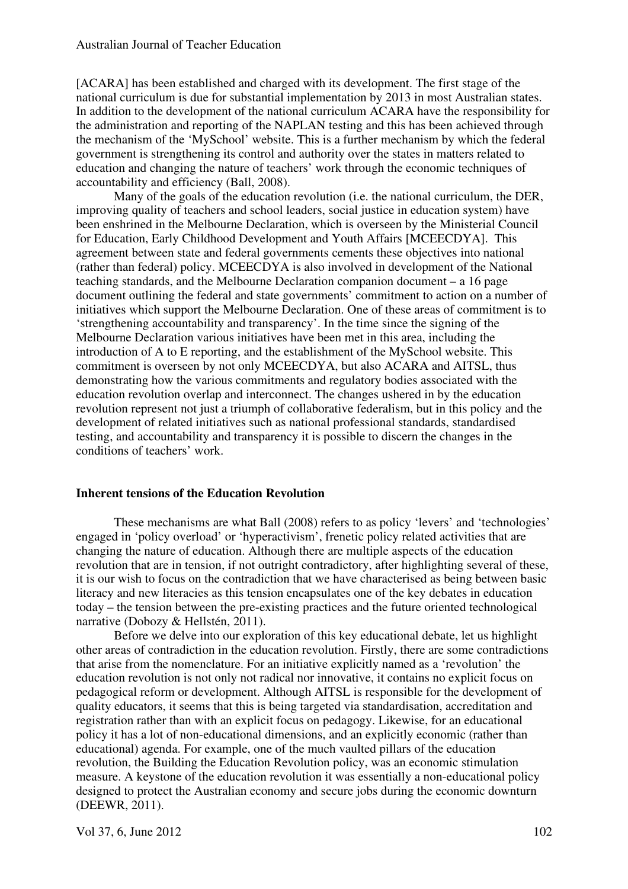[ACARA] has been established and charged with its development. The first stage of the national curriculum is due for substantial implementation by 2013 in most Australian states. In addition to the development of the national curriculum ACARA have the responsibility for the administration and reporting of the NAPLAN testing and this has been achieved through the mechanism of the 'MySchool' website. This is a further mechanism by which the federal government is strengthening its control and authority over the states in matters related to education and changing the nature of teachers' work through the economic techniques of accountability and efficiency (Ball, 2008).

Many of the goals of the education revolution (i.e. the national curriculum, the DER, improving quality of teachers and school leaders, social justice in education system) have been enshrined in the Melbourne Declaration, which is overseen by the Ministerial Council for Education, Early Childhood Development and Youth Affairs [MCEECDYA]. This agreement between state and federal governments cements these objectives into national (rather than federal) policy. MCEECDYA is also involved in development of the National teaching standards, and the Melbourne Declaration companion document – a 16 page document outlining the federal and state governments' commitment to action on a number of initiatives which support the Melbourne Declaration. One of these areas of commitment is to 'strengthening accountability and transparency'. In the time since the signing of the Melbourne Declaration various initiatives have been met in this area, including the introduction of A to E reporting, and the establishment of the MySchool website. This commitment is overseen by not only MCEECDYA, but also ACARA and AITSL, thus demonstrating how the various commitments and regulatory bodies associated with the education revolution overlap and interconnect. The changes ushered in by the education revolution represent not just a triumph of collaborative federalism, but in this policy and the development of related initiatives such as national professional standards, standardised testing, and accountability and transparency it is possible to discern the changes in the conditions of teachers' work.

## Inherent tensions of the Education Revolution

These mechanisms are what Ball (2008) refers to as policy 'levers' and 'technologies' engaged in 'policy overload' or 'hyperactivism', frenetic policy related activities that are changing the nature of education. Although there are multiple aspects of the education revolution that are in tension, if not outright contradictory, after highlighting several of these, it is our wish to focus on the contradiction that we have characterised as being between basic literacy and new literacies as this tension encapsulates one of the key debates in education today – the tension between the pre-existing practices and the future oriented technological narrative (Dobozy & Hellstén, 2011).

Before we delve into our exploration of this key educational debate, let us highlight other areas of contradiction in the education revolution. Firstly, there are some contradictions that arise from the nomenclature. For an initiative explicitly named as a 'revolution' the education revolution is not only not radical nor innovative, it contains no explicit focus on pedagogical reform or development. Although AITSL is responsible for the development of quality educators, it seems that this is being targeted via standardisation, accreditation and registration rather than with an explicit focus on pedagogy. Likewise, for an educational policy it has a lot of non-educational dimensions, and an explicitly economic (rather than educational) agenda. For example, one of the much vaulted pillars of the education revolution, the Building the Education Revolution policy, was an economic stimulation measure. A keystone of the education revolution it was essentially a non-educational policy designed to protect the Australian economy and secure jobs during the economic downturn (DEEWR, 2011).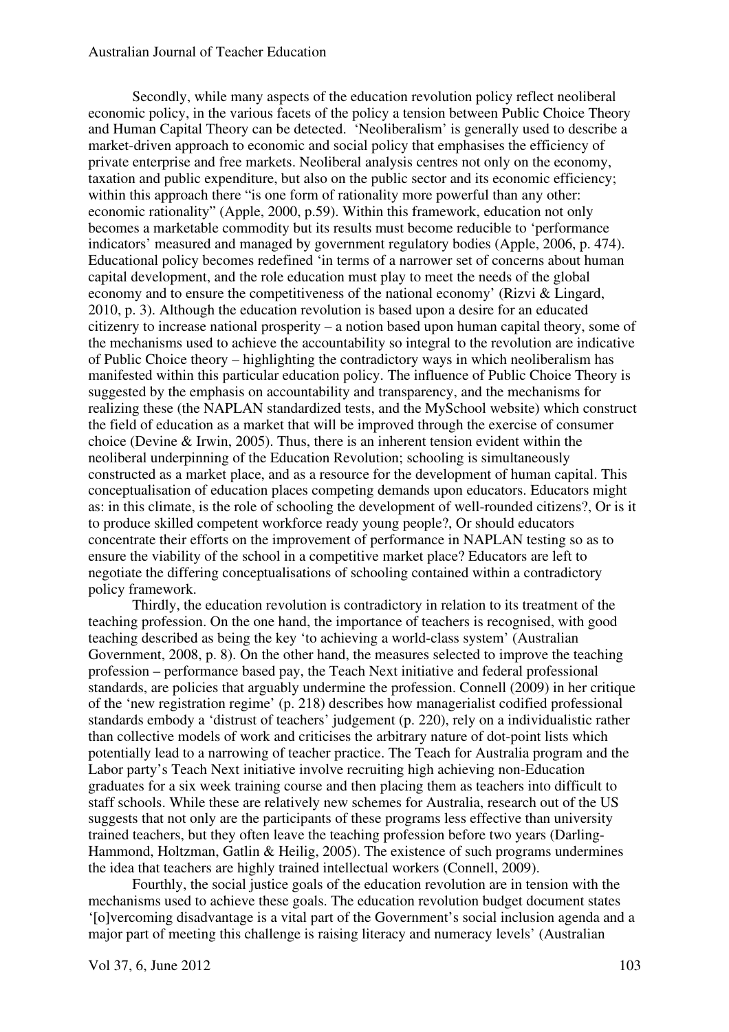Secondly, while many aspects of the education revolution policy reflect neoliberal economic policy, in the various facets of the policy a tension between Public Choice Theory and Human Capital Theory can be detected. 'Neoliberalism' is generally used to describe a market-driven approach to economic and social policy that emphasises the efficiency of private enterprise and free markets. Neoliberal analysis centres not only on the economy, taxation and public expenditure, but also on the public sector and its economic efficiency; within this approach there "is one form of rationality more powerful than any other: economic rationality" (Apple, 2000, p.59). Within this framework, education not only becomes a marketable commodity but its results must become reducible to 'performance indicators' measured and managed by government regulatory bodies (Apple, 2006, p. 474). Educational policy becomes redefined 'in terms of a narrower set of concerns about human capital development, and the role education must play to meet the needs of the global economy and to ensure the competitiveness of the national economy' (Rizvi & Lingard, 2010, p. 3). Although the education revolution is based upon a desire for an educated citizenry to increase national prosperity – a notion based upon human capital theory, some of the mechanisms used to achieve the accountability so integral to the revolution are indicative of Public Choice theory – highlighting the contradictory ways in which neoliberalism has manifested within this particular education policy. The influence of Public Choice Theory is suggested by the emphasis on accountability and transparency, and the mechanisms for realizing these (the NAPLAN standardized tests, and the MySchool website) which construct the field of education as a market that will be improved through the exercise of consumer choice (Devine & Irwin, 2005). Thus, there is an inherent tension evident within the neoliberal underpinning of the Education Revolution; schooling is simultaneously constructed as a market place, and as a resource for the development of human capital. This conceptualisation of education places competing demands upon educators. Educators might as: in this climate, is the role of schooling the development of well-rounded citizens?, Or is it to produce skilled competent workforce ready young people?, Or should educators concentrate their efforts on the improvement of performance in NAPLAN testing so as to ensure the viability of the school in a competitive market place? Educators are left to negotiate the differing conceptualisations of schooling contained within a contradictory policy framework.

Thirdly, the education revolution is contradictory in relation to its treatment of the teaching profession. On the one hand, the importance of teachers is recognised, with good teaching described as being the key 'to achieving a world-class system' (Australian Government, 2008, p. 8). On the other hand, the measures selected to improve the teaching profession – performance based pay, the Teach Next initiative and federal professional standards, are policies that arguably undermine the profession. Connell (2009) in her critique of the 'new registration regime' (p. 218) describes how managerialist codified professional standards embody a 'distrust of teachers' judgement (p. 220), rely on a individualistic rather than collective models of work and criticises the arbitrary nature of dot-point lists which potentially lead to a narrowing of teacher practice. The Teach for Australia program and the Labor party's Teach Next initiative involve recruiting high achieving non-Education graduates for a six week training course and then placing them as teachers into difficult to staff schools. While these are relatively new schemes for Australia, research out of the US suggests that not only are the participants of these programs less effective than university trained teachers, but they often leave the teaching profession before two years (Darling-Hammond, Holtzman, Gatlin & Heilig, 2005). The existence of such programs undermines the idea that teachers are highly trained intellectual workers (Connell, 2009).

Fourthly, the social justice goals of the education revolution are in tension with the mechanisms used to achieve these goals. The education revolution budget document states '[o]vercoming disadvantage is a vital part of the Government's social inclusion agenda and a major part of meeting this challenge is raising literacy and numeracy levels' (Australian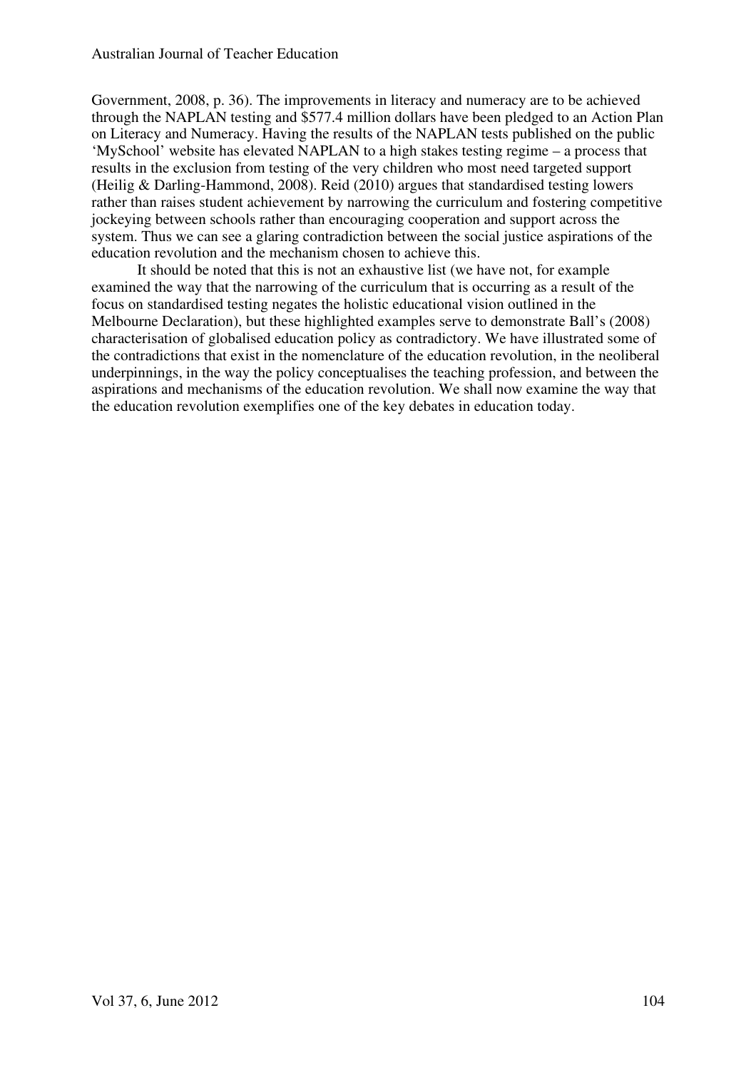Government, 2008, p. 36). The improvements in literacy and numeracy are to be achieved through the NAPLAN testing and $577.4 million dollars have been pledged to an Action Plan on Literacy and Numeracy. Having the results of the NAPLAN tests published on the public 'MySchool' website has elevated NAPLAN to a high stakes testing regime – a process that results in the exclusion from testing of the very children who most need targeted support (Heilig & Darling-Hammond, 2008). Reid (2010) argues that standardised testing lowers rather than raises student achievement by narrowing the curriculum and fostering competitive jockeying between schools rather than encouraging cooperation and support across the system. Thus we can see a glaring contradiction between the social justice aspirations of the education revolution and the mechanism chosen to achieve this.

It should be noted that this is not an exhaustive list (we have not, for example examined the way that the narrowing of the curriculum that is occurring as a result of the focus on standardised testing negates the holistic educational vision outlined in the Melbourne Declaration), but these highlighted examples serve to demonstrate Ball's (2008) characterisation of globalised education policy as contradictory. We have illustrated some of the contradictions that exist in the nomenclature of the education revolution, in the neoliberal underpinnings, in the way the policy conceptualises the teaching profession, and between the aspirations and mechanisms of the education revolution. We shall now examine the way that the education revolution exemplifies one of the key debates in education today.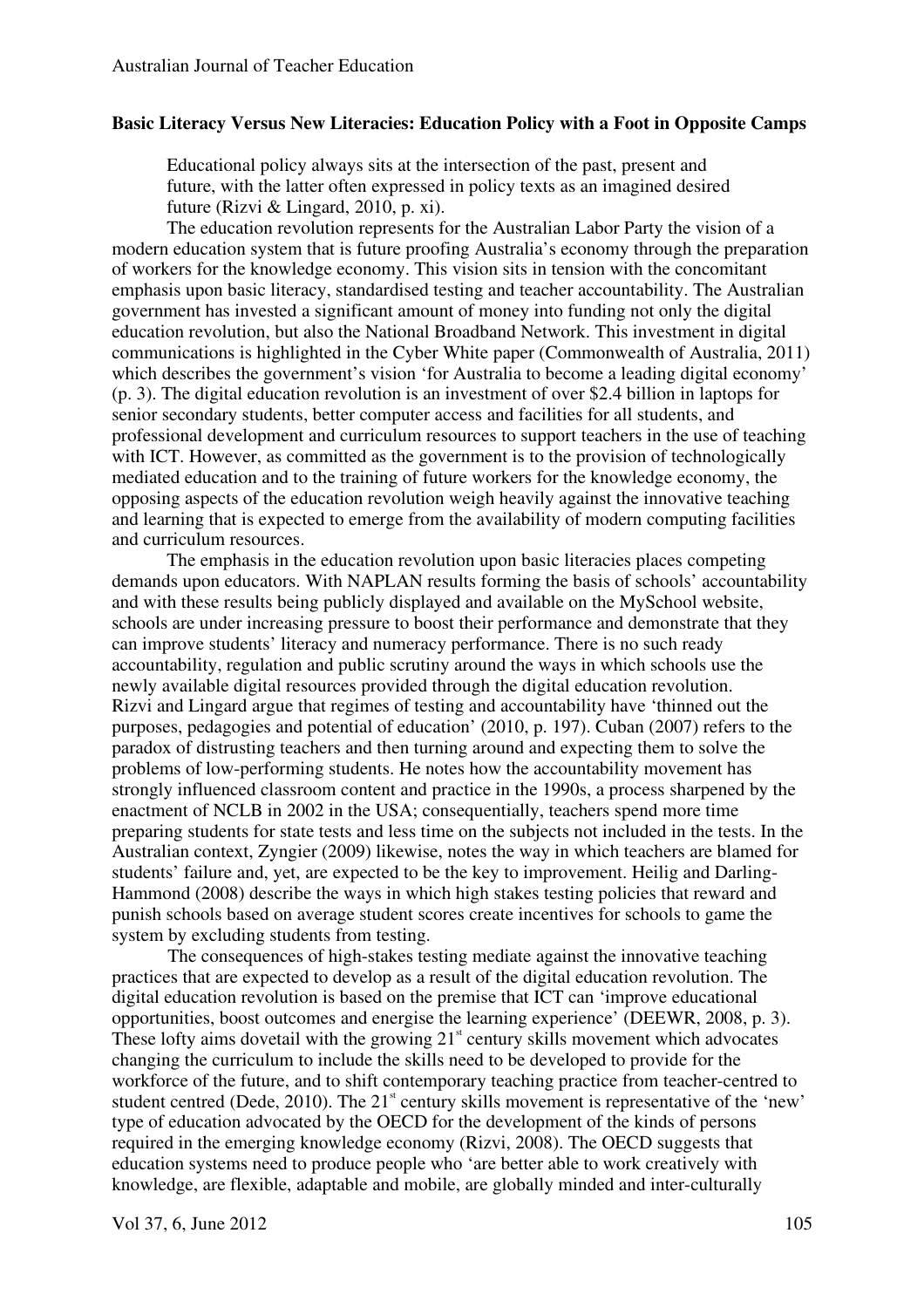**Basic Literacy Versus New Literacies: Education Policy with a Foot in Opposite Camps**

> Educational policy always sits at the intersection of the past, present and future, with the latter often expressed in policy texts as an imagined desired future (Rizvi & Lingard, 2010, p. xi).

The education revolution represents for the Australian Labor Party the vision of a modern education system that is future proofing Australia's economy through the preparation of workers for the knowledge economy. This vision sits in tension with the concomitant emphasis upon basic literacy, standardised testing and teacher accountability. The Australian government has invested a significant amount of money into funding not only the digital education revolution, but also the National Broadband Network. This investment in digital communications is highlighted in the Cyber White paper (Commonwealth of Australia, 2011) which describes the government's vision 'for Australia to become a leading digital economy' (p. 3). The digital education revolution is an investment of over $2.4 billion in laptops for senior secondary students, better computer access and facilities for all students, and professional development and curriculum resources to support teachers in the use of teaching with ICT. However, as committed as the government is to the provision of technologically mediated education and to the training of future workers for the knowledge economy, the opposing aspects of the education revolution weigh heavily against the innovative teaching and learning that is expected to emerge from the availability of modern computing facilities and curriculum resources.

The emphasis in the education revolution upon basic literacies places competing demands upon educators. With NAPLAN results forming the basis of schools' accountability and with these results being publicly displayed and available on the MySchool website, schools are under increasing pressure to boost their performance and demonstrate that they can improve students' literacy and numeracy performance. There is no such ready accountability, regulation and public scrutiny around the ways in which schools use the newly available digital resources provided through the digital education revolution. Rizvi and Lingard argue that regimes of testing and accountability have 'thinned out the purposes, pedagogies and potential of education' (2010, p. 197). Cuban (2007) refers to the paradox of distrusting teachers and then turning around and expecting them to solve the problems of low-performing students. He notes how the accountability movement has strongly influenced classroom content and practice in the 1990s, a process sharpened by the enactment of NCLB in 2002 in the USA; consequentially, teachers spend more time preparing students for state tests and less time on the subjects not included in the tests. In the Australian context, Zyngier (2009) likewise, notes the way in which teachers are blamed for students' failure and, yet, are expected to be the key to improvement. Heilig and Darling-Hammond (2008) describe the ways in which high stakes testing policies that reward and punish schools based on average student scores create incentives for schools to game the system by excluding students from testing.

The consequences of high-stakes testing mediate against the innovative teaching practices that are expected to develop as a result of the digital education revolution. The digital education revolution is based on the premise that ICT can 'improve educational opportunities, boost outcomes and energise the learning experience' (DEEWR, 2008, p. 3). These lofty aims dovetail with the growing 21st century skills movement which advocates changing the curriculum to include the skills need to be developed to provide for the workforce of the future, and to shift contemporary teaching practice from teacher-centred to student centred (Dede, 2010). The 21st century skills movement is representative of the 'new' type of education advocated by the OECD for the development of the kinds of persons required in the emerging knowledge economy (Rizvi, 2008). The OECD suggests that education systems need to produce people who 'are better able to work creatively with knowledge, are flexible, adaptable and mobile, are globally minded and inter-culturally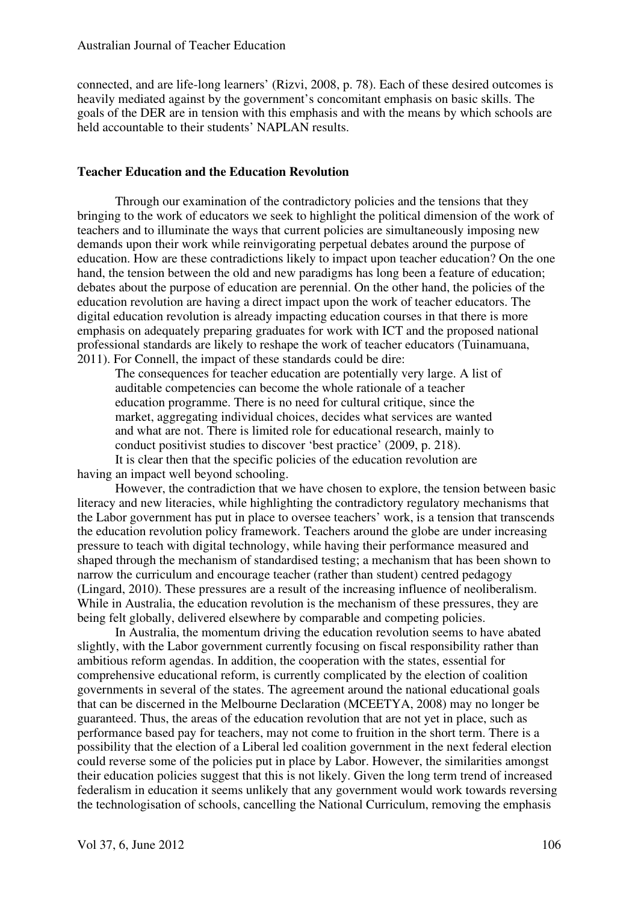connected, and are life-long learners' (Rizvi, 2008, p. 78). Each of these desired outcomes is heavily mediated against by the government's concomitant emphasis on basic skills. The goals of the DER are in tension with this emphasis and with the means by which schools are held accountable to their students' NAPLAN results.

## Teacher Education and the Education Revolution

Through our examination of the contradictory policies and the tensions that they bringing to the work of educators we seek to highlight the political dimension of the work of teachers and to illuminate the ways that current policies are simultaneously imposing new demands upon their work while reinvigorating perpetual debates around the purpose of education. How are these contradictions likely to impact upon teacher education? On the one hand, the tension between the old and new paradigms has long been a feature of education; debates about the purpose of education are perennial. On the other hand, the policies of the education revolution are having a direct impact upon the work of teacher educators. The digital education revolution is already impacting education courses in that there is more emphasis on adequately preparing graduates for work with ICT and the proposed national professional standards are likely to reshape the work of teacher educators (Tuinamuana, 2011). For Connell, the impact of these standards could be dire:

> The consequences for teacher education are potentially very large. A list of auditable competencies can become the whole rationale of a teacher education programme. There is no need for cultural critique, since the market, aggregating individual choices, decides what services are wanted and what are not. There is limited role for educational research, mainly to conduct positivist studies to discover 'best practice' (2009, p. 218).

It is clear then that the specific policies of the education revolution are having an impact well beyond schooling.

However, the contradiction that we have chosen to explore, the tension between basic literacy and new literacies, while highlighting the contradictory regulatory mechanisms that the Labor government has put in place to oversee teachers' work, is a tension that transcends the education revolution policy framework. Teachers around the globe are under increasing pressure to teach with digital technology, while having their performance measured and shaped through the mechanism of standardised testing; a mechanism that has been shown to narrow the curriculum and encourage teacher (rather than student) centred pedagogy (Lingard, 2010). These pressures are a result of the increasing influence of neoliberalism. While in Australia, the education revolution is the mechanism of these pressures, they are being felt globally, delivered elsewhere by comparable and competing policies.

In Australia, the momentum driving the education revolution seems to have abated slightly, with the Labor government currently focusing on fiscal responsibility rather than ambitious reform agendas. In addition, the cooperation with the states, essential for comprehensive educational reform, is currently complicated by the election of coalition governments in several of the states. The agreement around the national educational goals that can be discerned in the Melbourne Declaration (MCEETYA, 2008) may no longer be guaranteed. Thus, the areas of the education revolution that are not yet in place, such as performance based pay for teachers, may not come to fruition in the short term. There is a possibility that the election of a Liberal led coalition government in the next federal election could reverse some of the policies put in place by Labor. However, the similarities amongst their education policies suggest that this is not likely. Given the long term trend of increased federalism in education it seems unlikely that any government would work towards reversing the technologisation of schools, cancelling the National Curriculum, removing the emphasis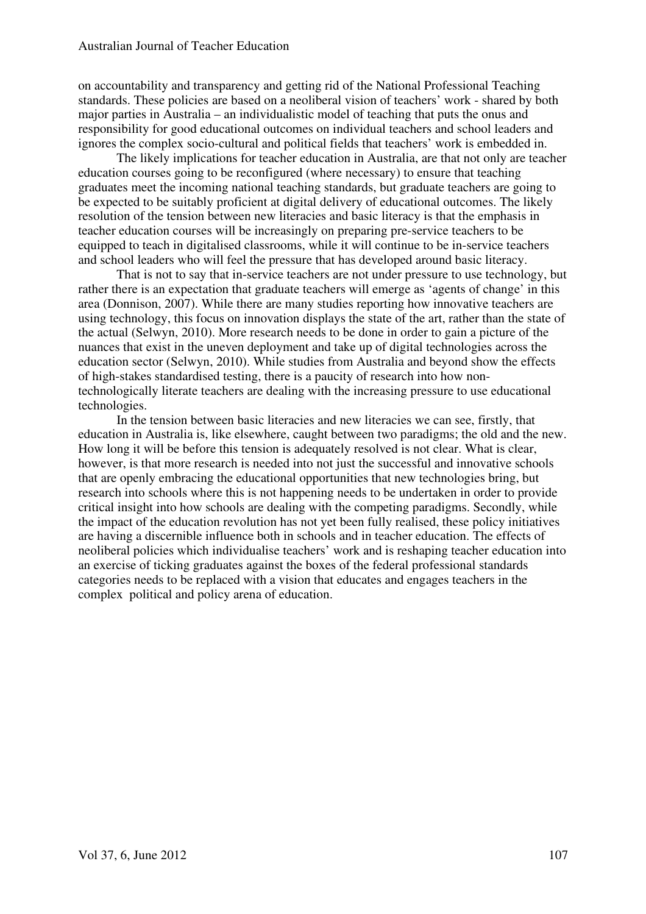on accountability and transparency and getting rid of the National Professional Teaching standards. These policies are based on a neoliberal vision of teachers' work - shared by both major parties in Australia – an individualistic model of teaching that puts the onus and responsibility for good educational outcomes on individual teachers and school leaders and ignores the complex socio-cultural and political fields that teachers' work is embedded in.

The likely implications for teacher education in Australia, are that not only are teacher education courses going to be reconfigured (where necessary) to ensure that teaching graduates meet the incoming national teaching standards, but graduate teachers are going to be expected to be suitably proficient at digital delivery of educational outcomes. The likely resolution of the tension between new literacies and basic literacy is that the emphasis in teacher education courses will be increasingly on preparing pre-service teachers to be equipped to teach in digitalised classrooms, while it will continue to be in-service teachers and school leaders who will feel the pressure that has developed around basic literacy.

That is not to say that in-service teachers are not under pressure to use technology, but rather there is an expectation that graduate teachers will emerge as 'agents of change' in this area (Donnison, 2007). While there are many studies reporting how innovative teachers are using technology, this focus on innovation displays the state of the art, rather than the state of the actual (Selwyn, 2010). More research needs to be done in order to gain a picture of the nuances that exist in the uneven deployment and take up of digital technologies across the education sector (Selwyn, 2010). While studies from Australia and beyond show the effects of high-stakes standardised testing, there is a paucity of research into how non-technologically literate teachers are dealing with the increasing pressure to use educational technologies.

In the tension between basic literacies and new literacies we can see, firstly, that education in Australia is, like elsewhere, caught between two paradigms; the old and the new. How long it will be before this tension is adequately resolved is not clear. What is clear, however, is that more research is needed into not just the successful and innovative schools that are openly embracing the educational opportunities that new technologies bring, but research into schools where this is not happening needs to be undertaken in order to provide critical insight into how schools are dealing with the competing paradigms. Secondly, while the impact of the education revolution has not yet been fully realised, these policy initiatives are having a discernible influence both in schools and in teacher education. The effects of neoliberal policies which individualise teachers' work and is reshaping teacher education into an exercise of ticking graduates against the boxes of the federal professional standards categories needs to be replaced with a vision that educates and engages teachers in the complex political and policy arena of education.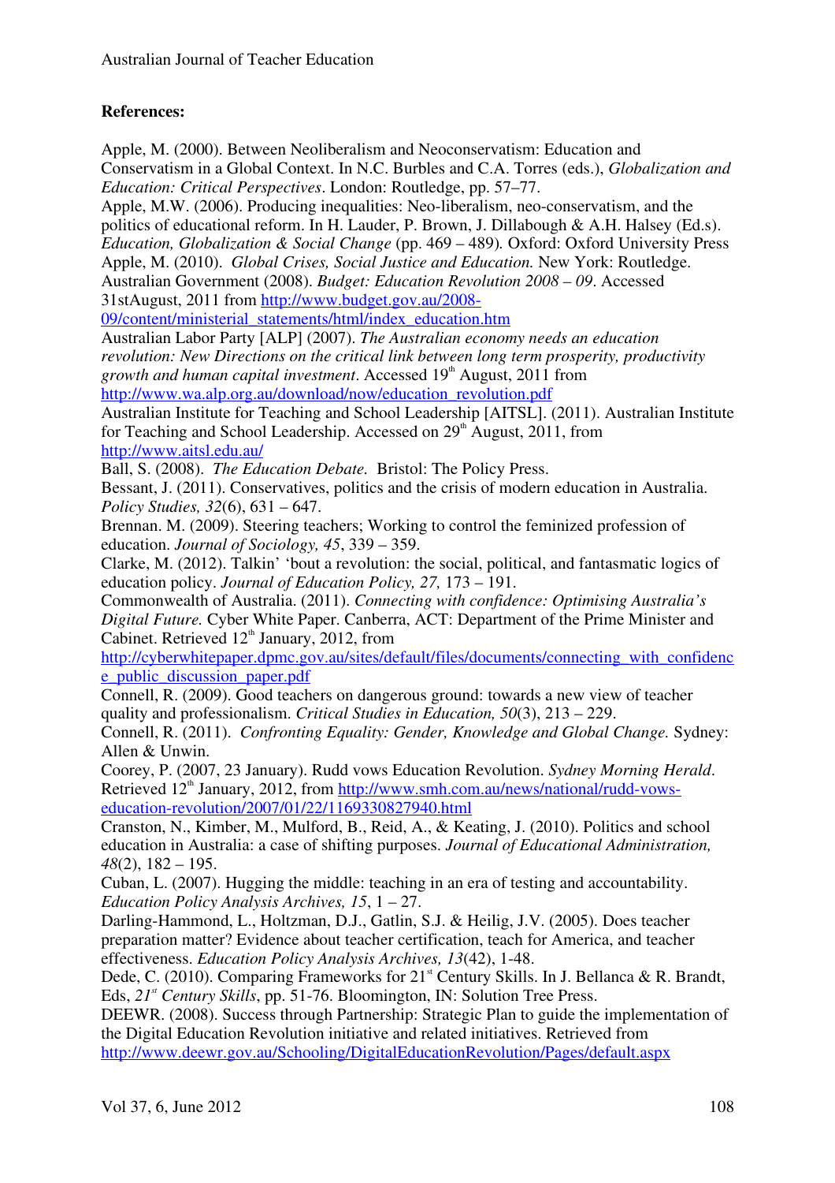**References:**

Apple, M. (2000). Between Neoliberalism and Neoconservatism: Education and Conservatism in a Global Context. In N.C. Burbles and C.A. Torres (eds.), *Globalization and Education: Critical Perspectives*. London: Routledge, pp. 57–77.

Apple, M.W. (2006). Producing inequalities: Neo-liberalism, neo-conservatism, and the politics of educational reform. In H. Lauder, P. Brown, J. Dillabough & A.H. Halsey (Ed.s). *Education, Globalization & Social Change* (pp. 469 – 489)*.* Oxford: Oxford University Press

Apple, M. (2010). *Global Crises, Social Justice and Education.* New York: Routledge.

Australian Government (2008). *Budget: Education Revolution 2008 – 09*. Accessed 31stAugust, 2011 from http://www.budget.gov.au/2008-09/content/ministerial_statements/html/index_education.htm

Australian Labor Party [ALP] (2007). *The Australian economy needs an education revolution: New Directions on the critical link between long term prosperity, productivity growth and human capital investment*. Accessed 19th August, 2011 from http://www.wa.alp.org.au/download/now/education_revolution.pdf

Australian Institute for Teaching and School Leadership [AITSL]. (2011). Australian Institute for Teaching and School Leadership. Accessed on 29th August, 2011, from http://www.aitsl.edu.au/

Ball, S. (2008). *The Education Debate.* Bristol: The Policy Press.

Bessant, J. (2011). Conservatives, politics and the crisis of modern education in Australia. *Policy Studies, 32*(6), 631 – 647.

Brennan. M. (2009). Steering teachers; Working to control the feminized profession of education. *Journal of Sociology, 45*, 339 – 359.

Clarke, M. (2012). Talkin' 'bout a revolution: the social, political, and fantasmatic logics of education policy. *Journal of Education Policy, 27,* 173 – 191.

Commonwealth of Australia. (2011). *Connecting with confidence: Optimising Australia's Digital Future.* Cyber White Paper. Canberra, ACT: Department of the Prime Minister and Cabinet. Retrieved 12th January, 2012, from http://cyberwhitepaper.dpmc.gov.au/sites/default/files/documents/connecting_with_confidence_public_discussion_paper.pdf

Connell, R. (2009). Good teachers on dangerous ground: towards a new view of teacher quality and professionalism. *Critical Studies in Education, 50*(3), 213 – 229.

Connell, R. (2011). *Confronting Equality: Gender, Knowledge and Global Change.* Sydney: Allen & Unwin.

Coorey, P. (2007, 23 January). Rudd vows Education Revolution. *Sydney Morning Herald*. Retrieved 12th January, 2012, from http://www.smh.com.au/news/national/rudd-vows-education-revolution/2007/01/22/1169330827940.html

Cranston, N., Kimber, M., Mulford, B., Reid, A., & Keating, J. (2010). Politics and school education in Australia: a case of shifting purposes. *Journal of Educational Administration, 48*(2), 182 – 195.

Cuban, L. (2007). Hugging the middle: teaching in an era of testing and accountability. *Education Policy Analysis Archives, 15*, 1 – 27.

Darling-Hammond, L., Holtzman, D.J., Gatlin, S.J. & Heilig, J.V. (2005). Does teacher preparation matter? Evidence about teacher certification, teach for America, and teacher effectiveness. *Education Policy Analysis Archives, 13*(42), 1-48.

Dede, C. (2010). Comparing Frameworks for 21st Century Skills. In J. Bellanca & R. Brandt, Eds, *21st Century Skills*, pp. 51-76. Bloomington, IN: Solution Tree Press.

DEEWR. (2008). Success through Partnership: Strategic Plan to guide the implementation of the Digital Education Revolution initiative and related initiatives. Retrieved from http://www.deewr.gov.au/Schooling/DigitalEducationRevolution/Pages/default.aspx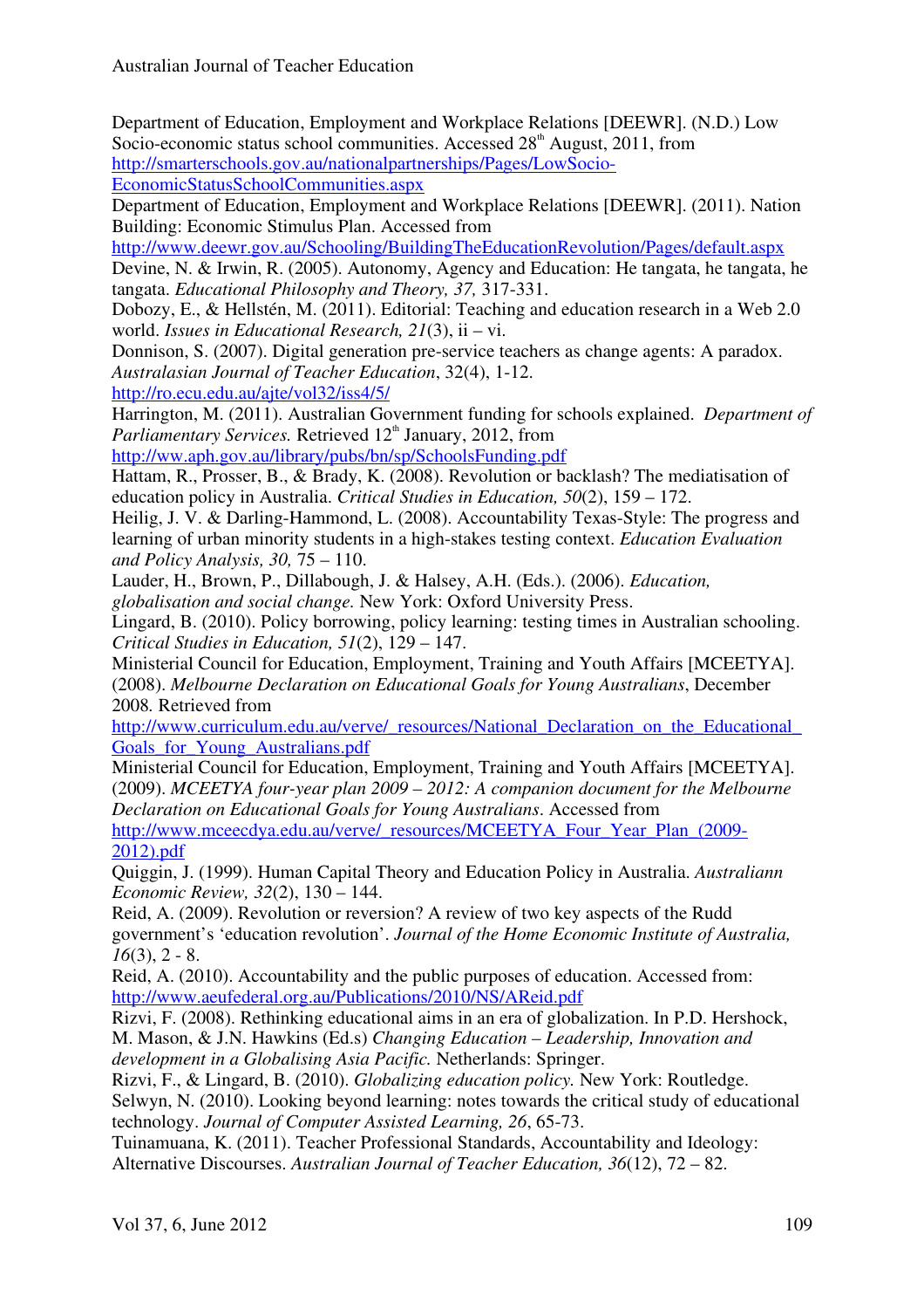Department of Education, Employment and Workplace Relations [DEEWR]. (N.D.) Low Socio-economic status school communities. Accessed 28th August, 2011, from http://smarterschools.gov.au/nationalpartnerships/Pages/LowSocio-EconomicStatusSchoolCommunities.aspx

Department of Education, Employment and Workplace Relations [DEEWR]. (2011). Nation Building: Economic Stimulus Plan. Accessed from http://www.deewr.gov.au/Schooling/BuildingTheEducationRevolution/Pages/default.aspx

Devine, N. & Irwin, R. (2005). Autonomy, Agency and Education: He tangata, he tangata, he tangata. *Educational Philosophy and Theory, 37,* 317-331.

Dobozy, E., & Hellstén, M. (2011). Editorial: Teaching and education research in a Web 2.0 world. *Issues in Educational Research, 21*(3), ii – vi.

Donnison, S. (2007). Digital generation pre-service teachers as change agents: A paradox. *Australasian Journal of Teacher Education*, 32(4), 1-12. http://ro.ecu.edu.au/ajte/vol32/iss4/5/

Harrington, M. (2011). Australian Government funding for schools explained. *Department of Parliamentary Services.* Retrieved 12th January, 2012, from http://ww.aph.gov.au/library/pubs/bn/sp/SchoolsFunding.pdf

Hattam, R., Prosser, B., & Brady, K. (2008). Revolution or backlash? The mediatisation of education policy in Australia. *Critical Studies in Education, 50*(2), 159 – 172.

Heilig, J. V. & Darling-Hammond, L. (2008). Accountability Texas-Style: The progress and learning of urban minority students in a high-stakes testing context. *Education Evaluation and Policy Analysis, 30,* 75 – 110.

Lauder, H., Brown, P., Dillabough, J. & Halsey, A.H. (Eds.). (2006). *Education, globalisation and social change.* New York: Oxford University Press.

Lingard, B. (2010). Policy borrowing, policy learning: testing times in Australian schooling. *Critical Studies in Education, 51*(2), 129 – 147.

Ministerial Council for Education, Employment, Training and Youth Affairs [MCEETYA]. (2008). *Melbourne Declaration on Educational Goals for Young Australians*, December 2008. Retrieved from http://www.curriculum.edu.au/verve/_resources/National_Declaration_on_the_Educational_Goals_for_Young_Australians.pdf

Ministerial Council for Education, Employment, Training and Youth Affairs [MCEETYA]. (2009). *MCEETYA four-year plan 2009 – 2012: A companion document for the Melbourne Declaration on Educational Goals for Young Australians*. Accessed from http://www.mceecdya.edu.au/verve/_resources/MCEETYA_Four_Year_Plan_(2009-2012).pdf

Quiggin, J. (1999). Human Capital Theory and Education Policy in Australia. *Australiann Economic Review, 32*(2), 130 – 144.

Reid, A. (2009). Revolution or reversion? A review of two key aspects of the Rudd government's 'education revolution'. *Journal of the Home Economic Institute of Australia, 16*(3), 2 - 8.

Reid, A. (2010). Accountability and the public purposes of education. Accessed from: http://www.aeufederal.org.au/Publications/2010/NS/AReid.pdf

Rizvi, F. (2008). Rethinking educational aims in an era of globalization. In P.D. Hershock, M. Mason, & J.N. Hawkins (Ed.s) *Changing Education – Leadership, Innovation and development in a Globalising Asia Pacific.* Netherlands: Springer.

Rizvi, F., & Lingard, B. (2010). *Globalizing education policy.* New York: Routledge.

Selwyn, N. (2010). Looking beyond learning: notes towards the critical study of educational technology. *Journal of Computer Assisted Learning, 26*, 65-73.

Tuinamuana, K. (2011). Teacher Professional Standards, Accountability and Ideology: Alternative Discourses. *Australian Journal of Teacher Education, 36*(12), 72 – 82.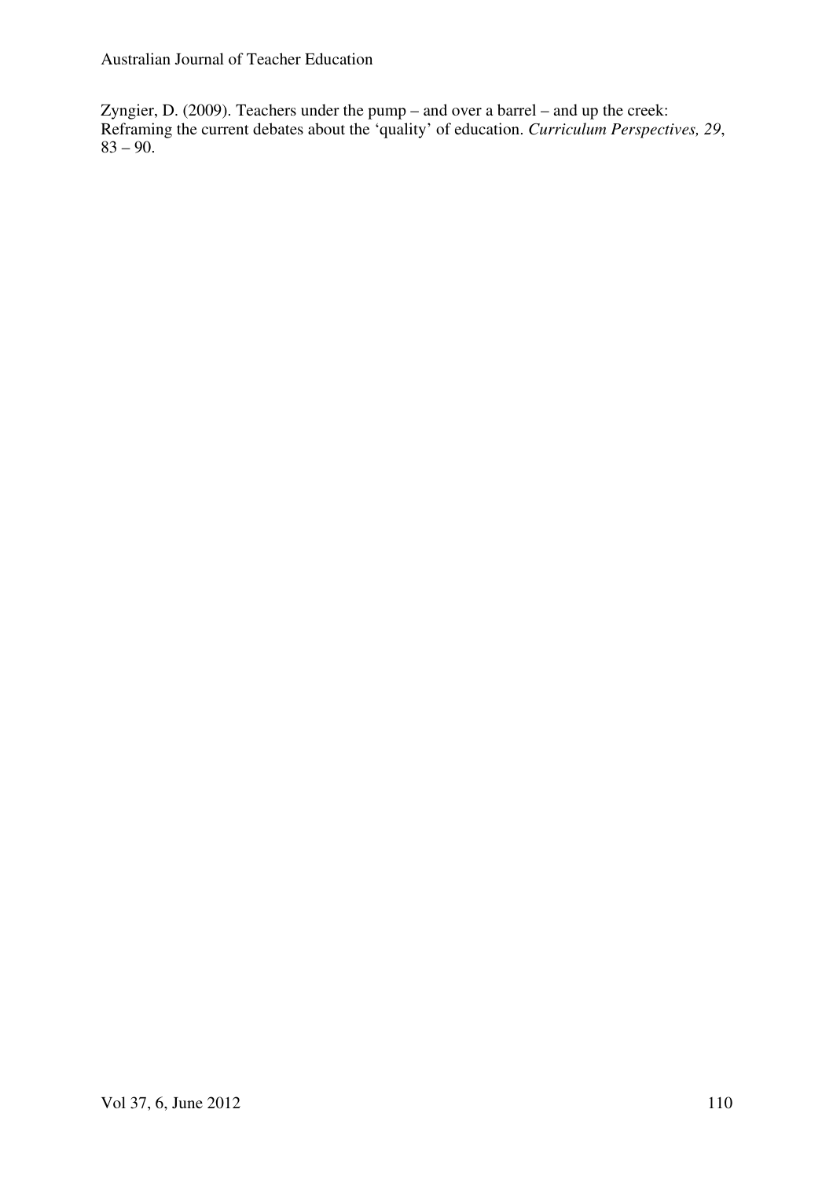Zyngier, D. (2009). Teachers under the pump – and over a barrel – and up the creek: Reframing the current debates about the 'quality' of education. *Curriculum Perspectives, 29*, 83 – 90.